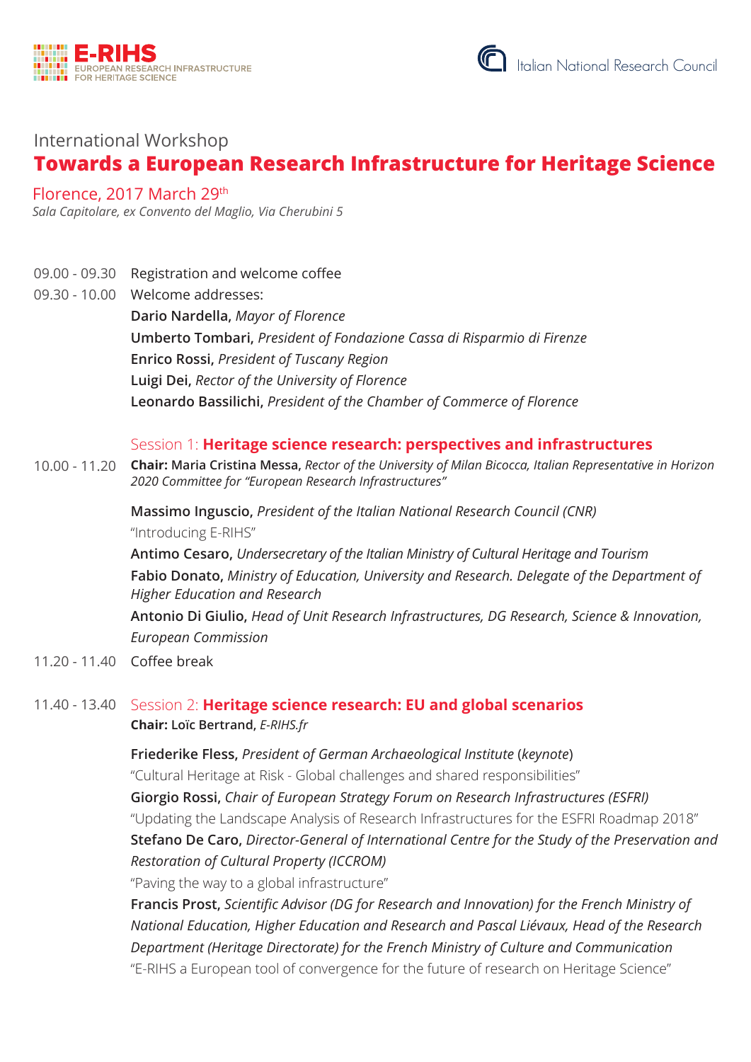E-RIHS
EUROPEAN RESEARCH INFRASTRUCTURE FOR HERITAGE SCIENCE

Italian National Research Council

International Workshop

# Towards a European Research Infrastructure for Heritage Science

Florence, 2017 March 29th
*Sala Capitolare, ex Convento del Maglio, Via Cherubini 5*

09.00 - 09.30 Registration and welcome coffee

09.30 - 10.00 Welcome addresses:

**Dario Nardella,** *Mayor of Florence*
**Umberto Tombari,** *President of Fondazione Cassa di Risparmio di Firenze*
**Enrico Rossi,** *President of Tuscany Region*
**Luigi Dei,** *Rector of the University of Florence*
**Leonardo Bassilichi,** *President of the Chamber of Commerce of Florence*

## Session 1: **Heritage science research: perspectives and infrastructures**

10.00 - 11.20 **Chair:** Maria Cristina Messa, *Rector of the University of Milan Bicocca, Italian Representative in Horizon 2020 Committee for "European Research Infrastructures"*

**Massimo Inguscio,** *President of the Italian National Research Council (CNR)*
"Introducing E-RIHS"
**Antimo Cesaro,** *Undersecretary of the Italian Ministry of Cultural Heritage and Tourism*
**Fabio Donato,** *Ministry of Education, University and Research. Delegate of the Department of Higher Education and Research*
**Antonio Di Giulio,** *Head of Unit Research Infrastructures, DG Research, Science & Innovation, European Commission*

11.20 - 11.40 Coffee break

## 11.40 - 13.40 Session 2: **Heritage science research: EU and global scenarios**

**Chair:** Loïc Bertrand, *E-RIHS.fr*

**Friederike Fless,** *President of German Archaeological Institute* (*keynote*)
"Cultural Heritage at Risk - Global challenges and shared responsibilities"
**Giorgio Rossi,** *Chair of European Strategy Forum on Research Infrastructures (ESFRI)*
"Updating the Landscape Analysis of Research Infrastructures for the ESFRI Roadmap 2018"
**Stefano De Caro,** *Director-General of International Centre for the Study of the Preservation and Restoration of Cultural Property (ICCROM)*
"Paving the way to a global infrastructure"
**Francis Prost,** *Scientific Advisor (DG for Research and Innovation) for the French Ministry of National Education, Higher Education and Research and Pascal Liévaux, Head of the Research Department (Heritage Directorate) for the French Ministry of Culture and Communication*
"E-RIHS a European tool of convergence for the future of research on Heritage Science"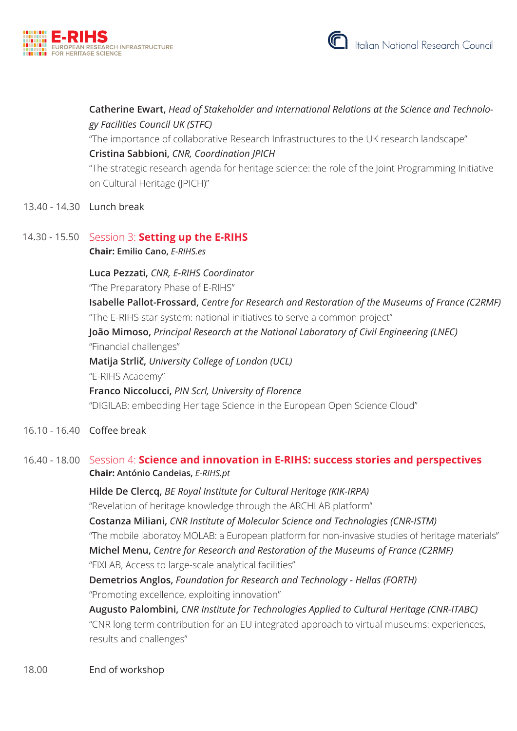**Catherine Ewart,** *Head of Stakeholder and International Relations at the Science and Technology Facilities Council UK (STFC)*
"The importance of collaborative Research Infrastructures to the UK research landscape"
**Cristina Sabbioni,** *CNR, Coordination JPICH*
"The strategic research agenda for heritage science: the role of the Joint Programming Initiative on Cultural Heritage (JPICH)"

13.40 - 14.30 Lunch break

## 14.30 - 15.50 Session 3: **Setting up the E-RIHS**

**Chair:** Emilio Cano, *E-RIHS.es*

**Luca Pezzati,** *CNR, E-RIHS Coordinator*
"The Preparatory Phase of E-RIHS"
**Isabelle Pallot-Frossard,** *Centre for Research and Restoration of the Museums of France (C2RMF)*
"The E-RIHS star system: national initiatives to serve a common project"
**João Mimoso,** *Principal Research at the National Laboratory of Civil Engineering (LNEC)*
"Financial challenges"
**Matija Strlič,** *University College of London (UCL)*
"E-RIHS Academy"
**Franco Niccolucci,** *PIN Scrl, University of Florence*
"DIGILAB: embedding Heritage Science in the European Open Science Cloud"

16.10 - 16.40 Coffee break

## 16.40 - 18.00 Session 4: **Science and innovation in E-RIHS: success stories and perspectives**

**Chair:** António Candeias, *E-RIHS.pt*

**Hilde De Clercq,** *BE Royal Institute for Cultural Heritage (KIK-IRPA)*
"Revelation of heritage knowledge through the ARCHLAB platform"
**Costanza Miliani,** *CNR Institute of Molecular Science and Technologies (CNR-ISTM)*
"The mobile laboratoy MOLAB: a European platform for non-invasive studies of heritage materials"
**Michel Menu,** *Centre for Research and Restoration of the Museums of France (C2RMF)*
"FIXLAB, Access to large-scale analytical facilities"
**Demetrios Anglos,** *Foundation for Research and Technology - Hellas (FORTH)*
"Promoting excellence, exploiting innovation"
**Augusto Palombini,** *CNR Institute for Technologies Applied to Cultural Heritage (CNR-ITABC)*
"CNR long term contribution for an EU integrated approach to virtual museums: experiences, results and challenges"

18.00 End of workshop